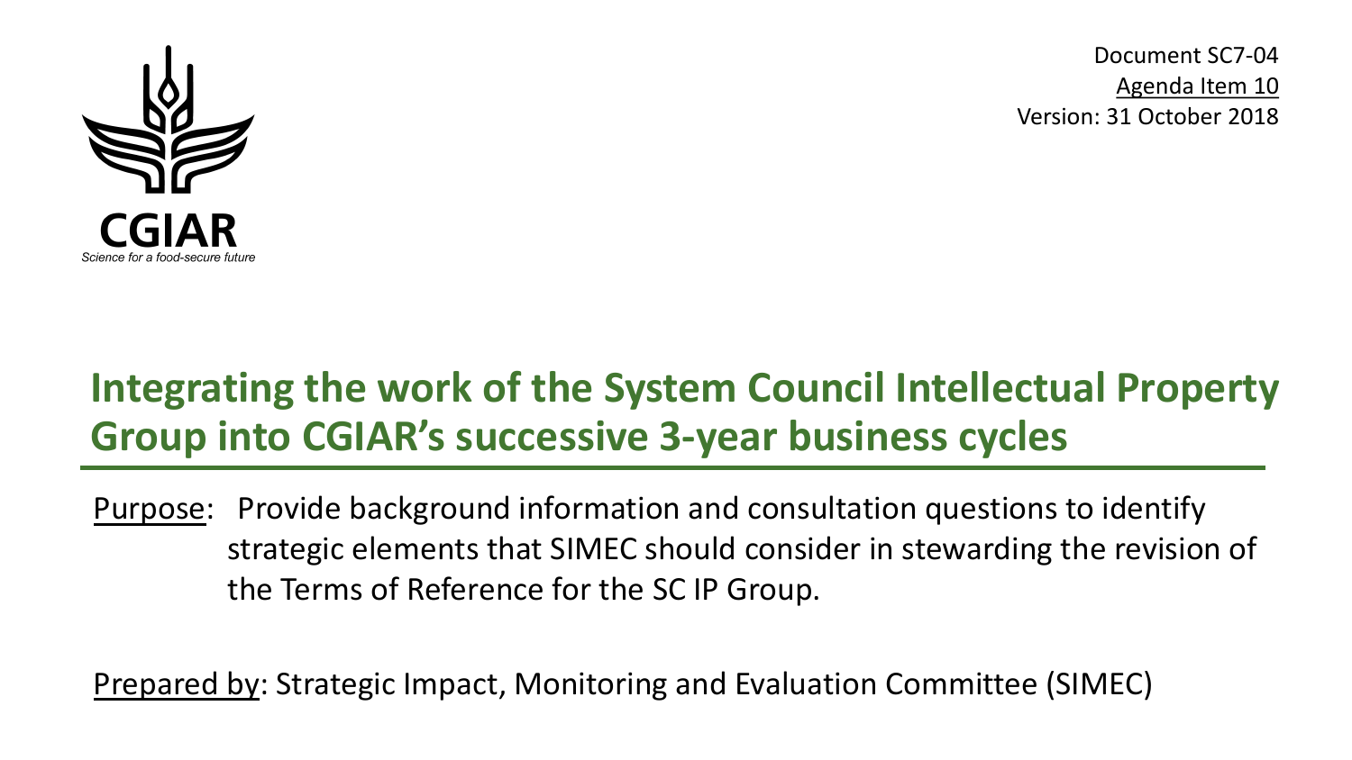CGIAR

*Science for a food-secure future*

Document SC7-04

Agenda Item 10

Version: 31 October 2018

# Integrating the work of the System Council Intellectual Property Group into CGIAR's successive 3-year business cycles

Purpose: Provide background information and consultation questions to identify strategic elements that SIMEC should consider in stewarding the revision of the Terms of Reference for the SC IP Group.

Prepared by: Strategic Impact, Monitoring and Evaluation Committee (SIMEC)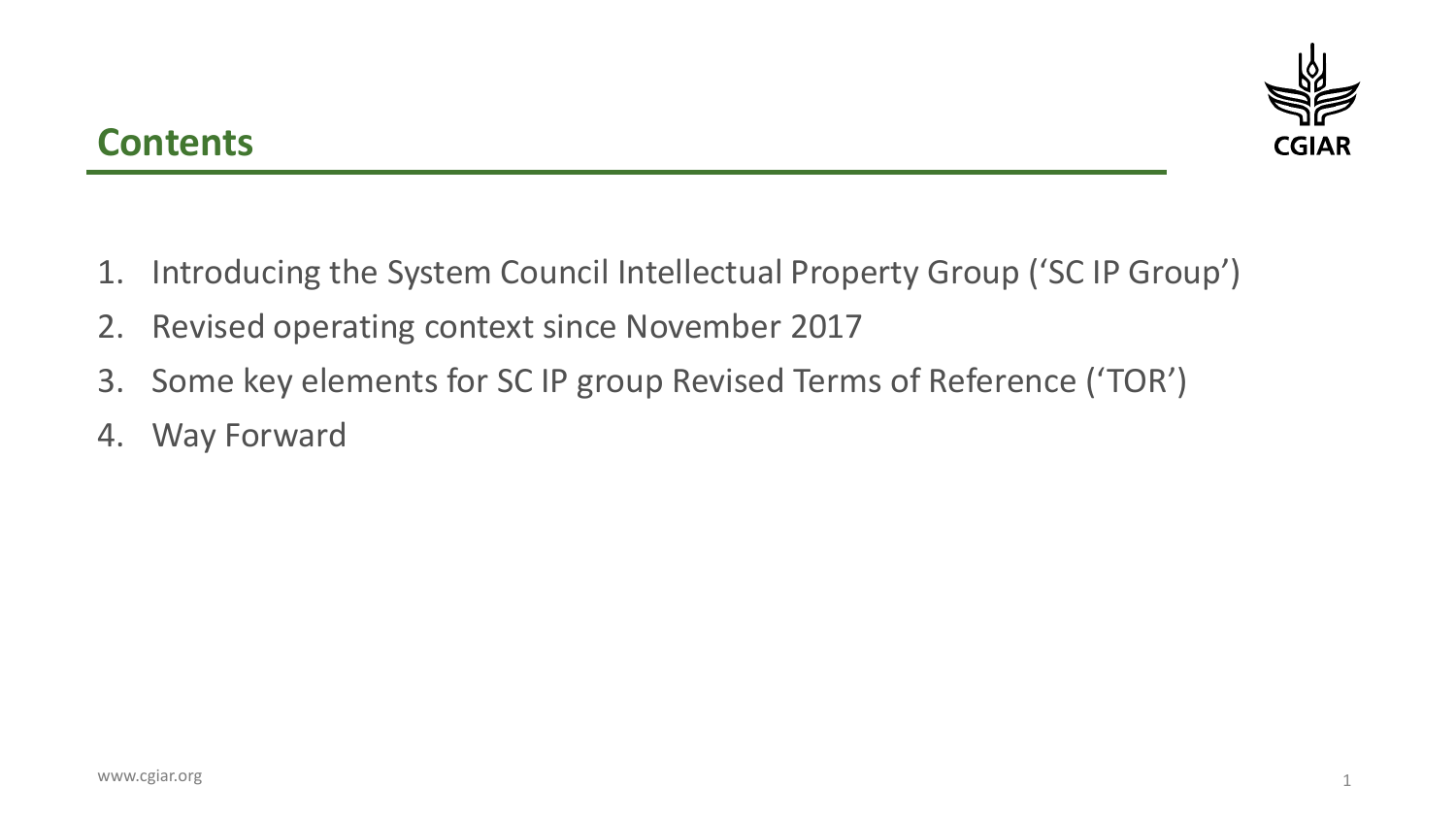## Contents

1. Introducing the System Council Intellectual Property Group ('SC IP Group')
2. Revised operating context since November 2017
3. Some key elements for SC IP group Revised Terms of Reference ('TOR')
4. Way Forward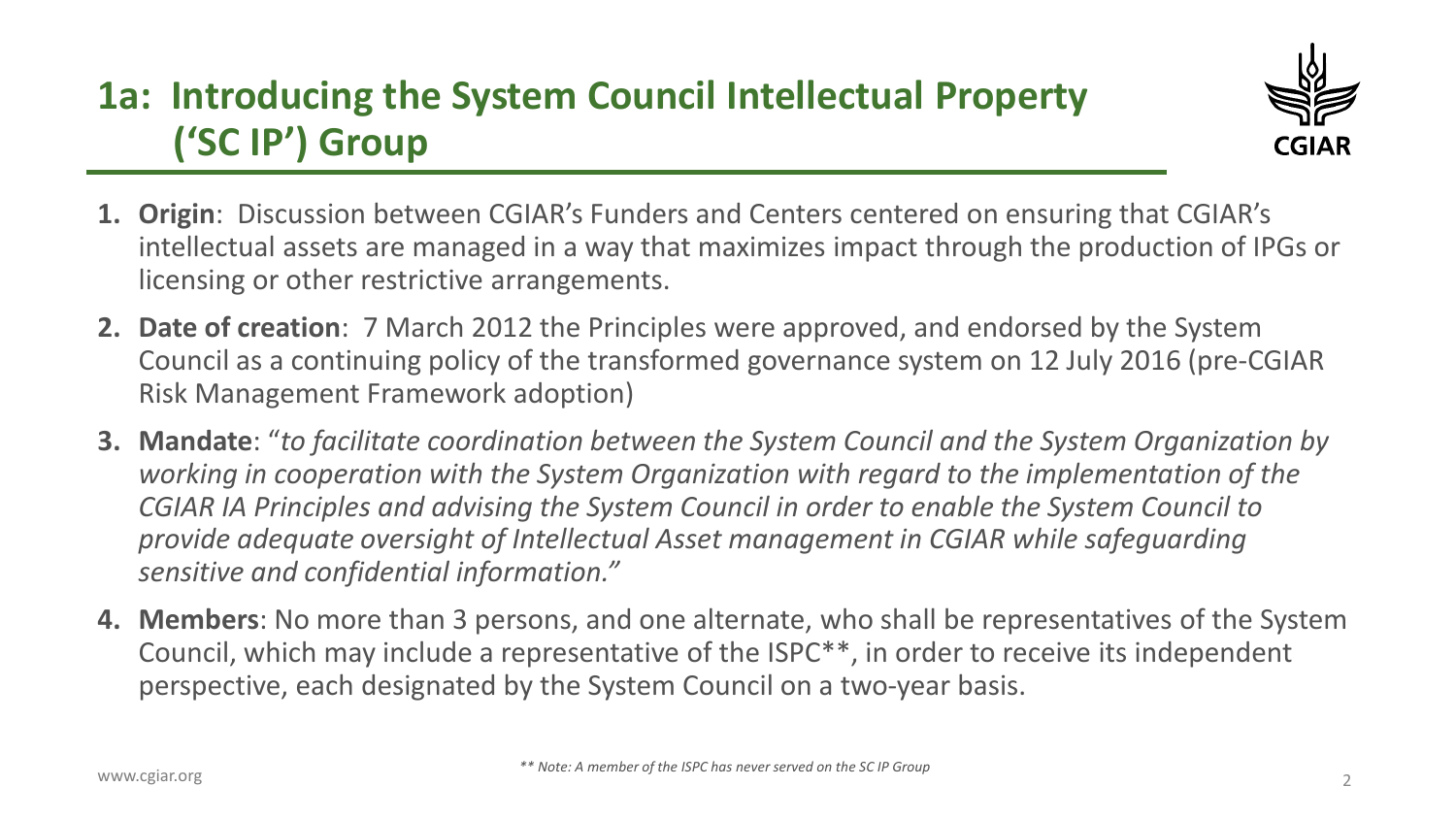# 1a: Introducing the System Council Intellectual Property ('SC IP') Group

1. **Origin**: Discussion between CGIAR's Funders and Centers centered on ensuring that CGIAR's intellectual assets are managed in a way that maximizes impact through the production of IPGs or licensing or other restrictive arrangements.
2. **Date of creation**: 7 March 2012 the Principles were approved, and endorsed by the System Council as a continuing policy of the transformed governance system on 12 July 2016 (pre-CGIAR Risk Management Framework adoption)
3. **Mandate**: "*to facilitate coordination between the System Council and the System Organization by working in cooperation with the System Organization with regard to the implementation of the CGIAR IA Principles and advising the System Council in order to enable the System Council to provide adequate oversight of Intellectual Asset management in CGIAR while safeguarding sensitive and confidential information.*"
4. **Members**: No more than 3 persons, and one alternate, who shall be representatives of the System Council, which may include a representative of the ISPC**, in order to receive its independent perspective, each designated by the System Council on a two-year basis.

*** Note: A member of the ISPC has never served on the SC IP Group*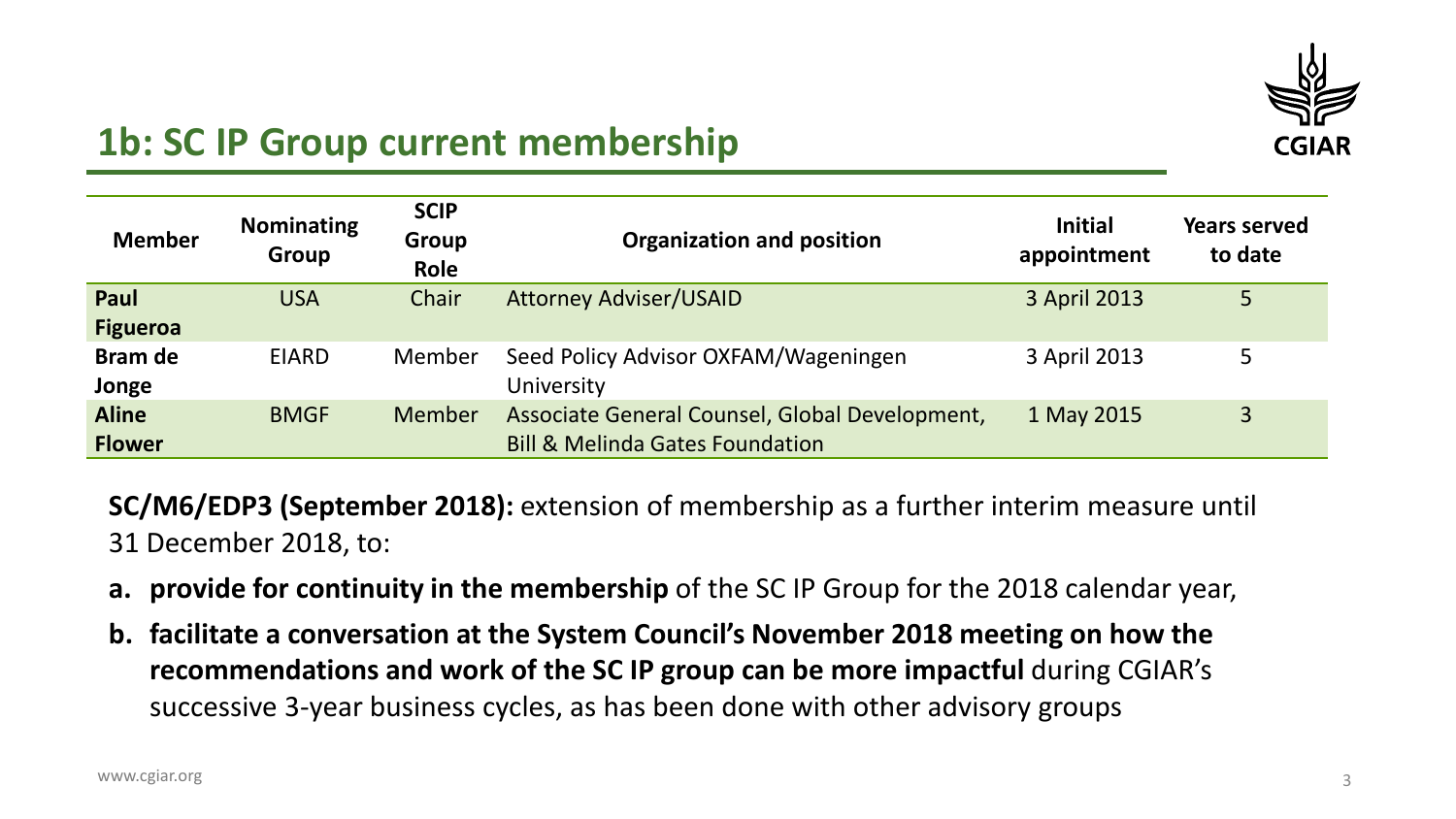## 1b: SC IP Group current membership

| Member | Nominating Group | SCIP Group Role | Organization and position | Initial appointment | Years served to date |
|---|---|---|---|---|---|
| **Paul Figueroa** | USA | Chair | Attorney Adviser/USAID | 3 April 2013 | 5 |
| **Bram de Jonge** | EIARD | Member | Seed Policy Advisor OXFAM/Wageningen University | 3 April 2013 | 5 |
| **Aline Flower** | BMGF | Member | Associate General Counsel, Global Development, Bill & Melinda Gates Foundation | 1 May 2015 | 3 |

**SC/M6/EDP3 (September 2018):** extension of membership as a further interim measure until 31 December 2018, to:

a. **provide for continuity in the membership** of the SC IP Group for the 2018 calendar year,
b. **facilitate a conversation at the System Council's November 2018 meeting on how the recommendations and work of the SC IP group can be more impactful** during CGIAR's successive 3-year business cycles, as has been done with other advisory groups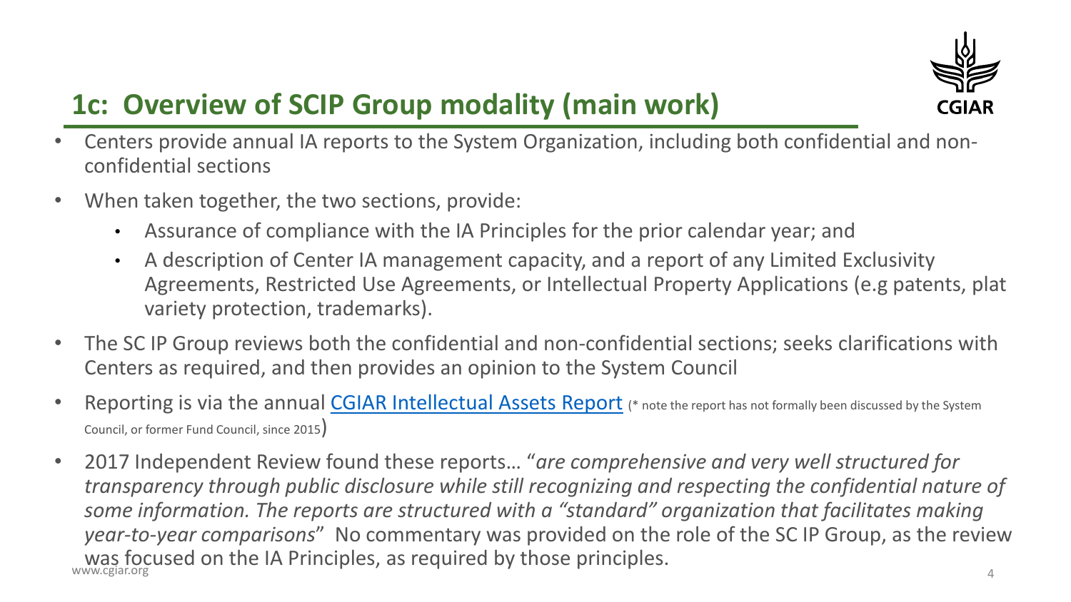# 1c: Overview of SCIP Group modality (main work)

- Centers provide annual IA reports to the System Organization, including both confidential and non-confidential sections
- When taken together, the two sections, provide:
  - Assurance of compliance with the IA Principles for the prior calendar year; and
  - A description of Center IA management capacity, and a report of any Limited Exclusivity Agreements, Restricted Use Agreements, or Intellectual Property Applications (e.g patents, plat variety protection, trademarks).
- The SC IP Group reviews both the confidential and non-confidential sections; seeks clarifications with Centers as required, and then provides an opinion to the System Council
- Reporting is via the annual CGIAR Intellectual Assets Report (* note the report has not formally been discussed by the System Council, or former Fund Council, since 2015)
- 2017 Independent Review found these reports… "*are comprehensive and very well structured for transparency through public disclosure while still recognizing and respecting the confidential nature of some information. The reports are structured with a "standard" organization that facilitates making year-to-year comparisons*" No commentary was provided on the role of the SC IP Group, as the review was focused on the IA Principles, as required by those principles.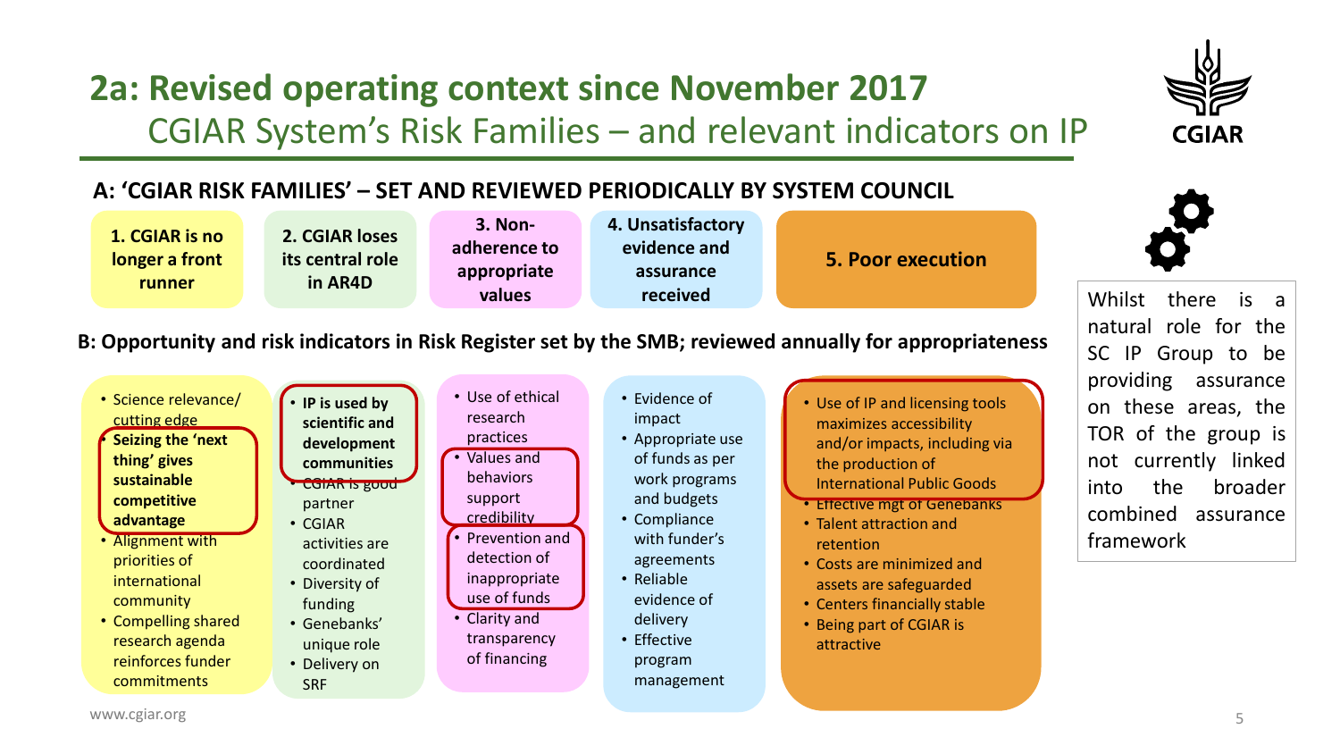# 2a: Revised operating context since November 2017

## CGIAR System's Risk Families – and relevant indicators on IP

### A: 'CGIAR RISK FAMILIES' – SET AND REVIEWED PERIODICALLY BY SYSTEM COUNCIL

| 1. CGIAR is no longer a front runner | 2. CGIAR loses its central role in AR4D | 3. Non-adherence to appropriate values | 4. Unsatisfactory evidence and assurance received | 5. Poor execution |
|---|---|---|---|---|

### B: Opportunity and risk indicators in Risk Register set by the SMB; reviewed annually for appropriateness

**1. CGIAR is no longer a front runner**

- Science relevance/ cutting edge
- **Seizing the 'next thing' gives sustainable competitive advantage**
- Alignment with priorities of international community
- Compelling shared research agenda reinforces funder commitments

**2. CGIAR loses its central role in AR4D**

- **IP is used by scientific and development communities**
- CGIAR is good partner
- CGIAR activities are coordinated
- Diversity of funding
- Genebanks' unique role
- Delivery on SRF

**3. Non-adherence to appropriate values**

- Use of ethical research practices
- Values and behaviors support credibility
- Prevention and detection of inappropriate use of funds
- Clarity and transparency of financing

**4. Unsatisfactory evidence and assurance received**

- Evidence of impact
- Appropriate use of funds as per work programs and budgets
- Compliance with funder's agreements
- Reliable evidence of delivery
- Effective program management

**5. Poor execution**

- Use of IP and licensing tools maximizes accessibility and/or impacts, including via the production of International Public Goods
- Effective mgt of Genebanks
- Talent attraction and retention
- Costs are minimized and assets are safeguarded
- Centers financially stable
- Being part of CGIAR is attractive

Whilst there is a natural role for the SC IP Group to be providing assurance on these areas, the TOR of the group is not currently linked into the broader combined assurance framework

www.cgiar.org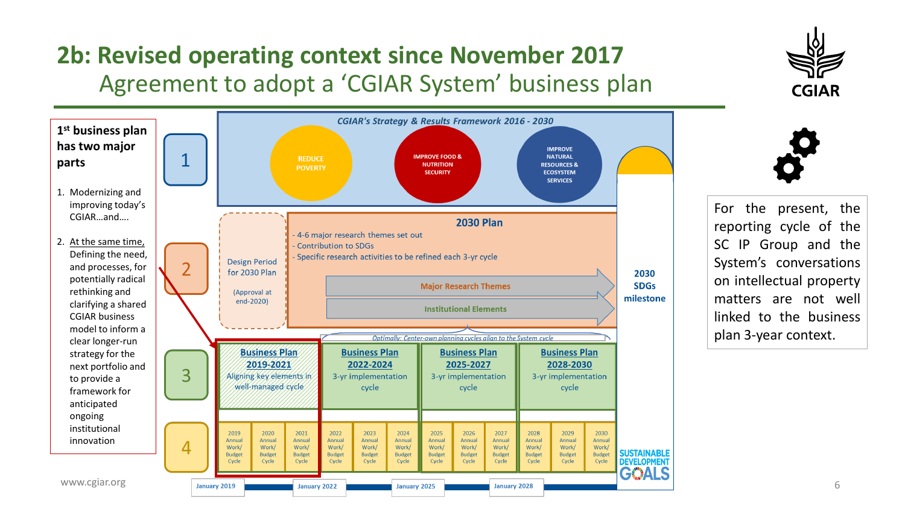# 2b: Revised operating context since November 2017

## Agreement to adopt a 'CGIAR System' business plan

**1st business plan has two major parts**

1. Modernizing and improving today's CGIAR…and….
2. At the same time, Defining the need, and processes, for potentially radical rethinking and clarifying a shared CGIAR business model to inform a clear longer-run strategy for the next portfolio and to provide a framework for anticipated ongoing institutional innovation

**1** — *CGIAR's Strategy & Results Framework 2016 - 2030*

- REDUCE POVERTY
- IMPROVE FOOD & NUTRITION SECURITY
- IMPROVE NATURAL RESOURCES & ECOSYSTEM SERVICES

**2** — Design Period for 2030 Plan (Approval at end-2020)

**2030 Plan**

- 4-6 major research themes set out
- Contribution to SDGs
- Specific research activities to be refined each 3-yr cycle

Major Research Themes

Institutional Elements

*Optimally: Center-own planning cycles align to the System cycle*

**3**

| Business Plan 2019-2021 | Business Plan 2022-2024 | Business Plan 2025-2027 | Business Plan 2028-2030 |
|---|---|---|---|
| Aligning key elements in well-managed cycle | 3-yr implementation cycle | 3-yr implementation cycle | 3-yr implementation cycle |

**4**

2019 Annual Work/Budget Cycle | 2020 Annual Work/Budget Cycle | 2021 Annual Work/Budget Cycle | 2022 Annual Work/Budget Cycle | 2023 Annual Work/Budget Cycle | 2024 Annual Work/Budget Cycle | 2025 Annual Work/Budget Cycle | 2026 Annual Work/Budget Cycle | 2027 Annual Work/Budget Cycle | 2028 Annual Work/Budget Cycle | 2029 Annual Work/Budget Cycle | 2030 Annual Work/Budget Cycle

January 2019 | January 2022 | January 2025 | January 2028

**2030 SDGs milestone**

SUSTAINABLE DEVELOPMENT GOALS

For the present, the reporting cycle of the SC IP Group and the System's conversations on intellectual property matters are not well linked to the business plan 3-year context.

www.cgiar.org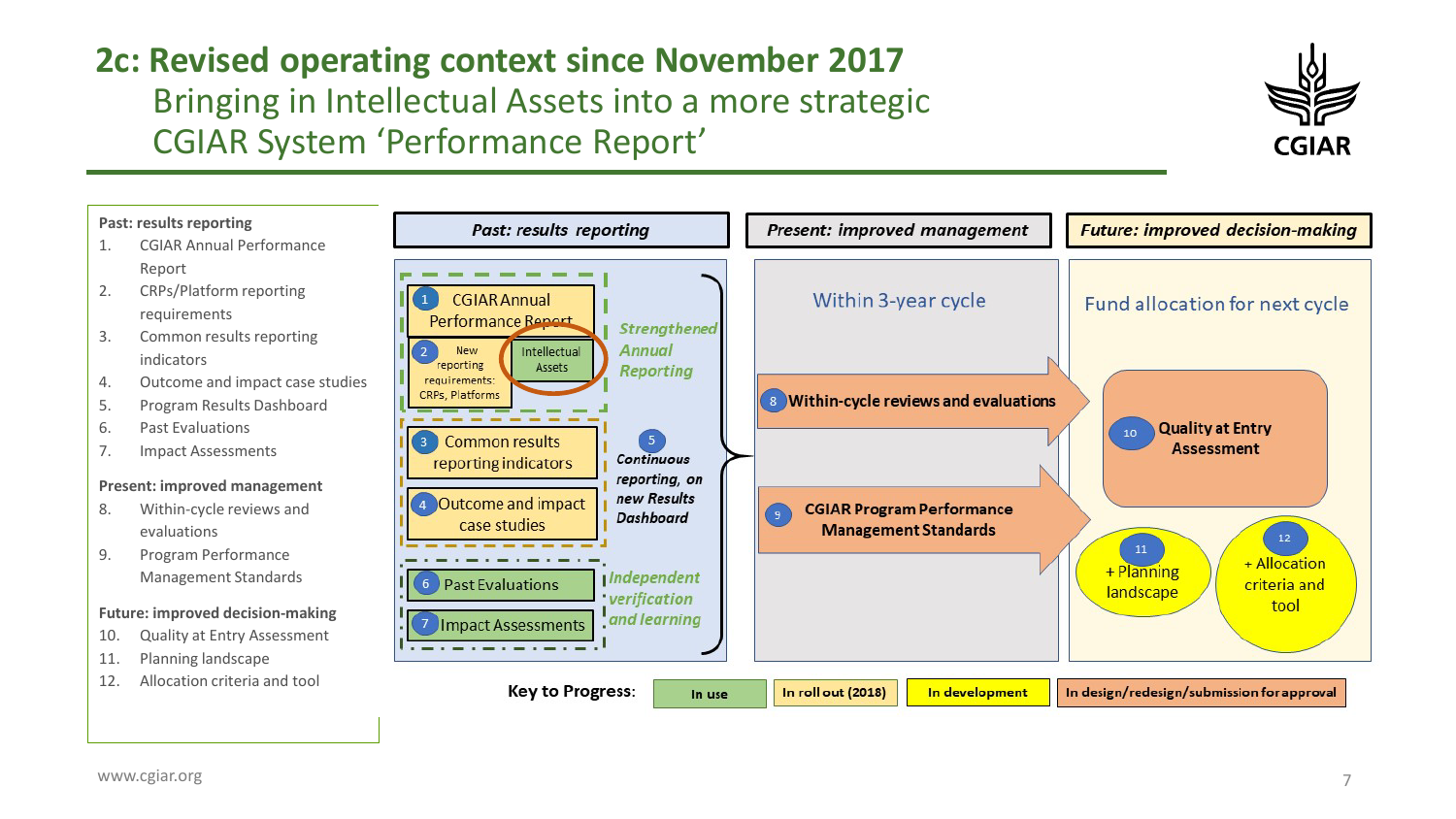# 2c: Revised operating context since November 2017

## Bringing in Intellectual Assets into a more strategic CGIAR System 'Performance Report'

**Past: results reporting**

1. CGIAR Annual Performance Report
2. CRPs/Platform reporting requirements
3. Common results reporting indicators
4. Outcome and impact case studies
5. Program Results Dashboard
6. Past Evaluations
7. Impact Assessments

**Present: improved management**

8. Within-cycle reviews and evaluations
9. Program Performance Management Standards

**Future: improved decision-making**

10. Quality at Entry Assessment
11. Planning landscape
12. Allocation criteria and tool

***Past: results reporting***

- 1 CGIAR Annual Performance Report
- 2 New reporting requirements: CRPs, Platforms
- Intellectual Assets
- *Strengthened Annual Reporting*
- 3 Common results reporting indicators
- 4 Outcome and impact case studies
- 5 *Continuous reporting, on new Results Dashboard*
- 6 Past Evaluations
- 7 Impact Assessments
- *Independent verification and learning*

***Present: improved management***

Within 3-year cycle

- 8 Within-cycle reviews and evaluations
- 9 CGIAR Program Performance Management Standards

***Future: improved decision-making***

Fund allocation for next cycle

- 10 Quality at Entry Assessment
- 11 + Planning landscape
- 12 + Allocation criteria and tool

**Key to Progress:** In use | In roll out (2018) | In development | In design/redesign/submission for approval

www.cgiar.org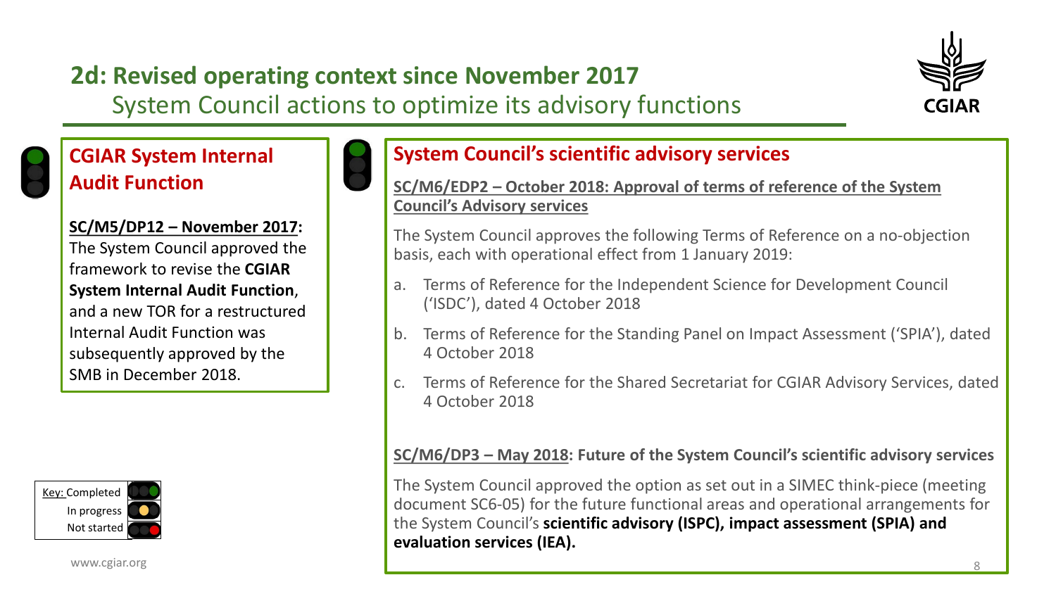# 2d: Revised operating context since November 2017

## System Council actions to optimize its advisory functions

### CGIAR System Internal Audit Function

**SC/M5/DP12 – November 2017:** The System Council approved the framework to revise the **CGIAR System Internal Audit Function**, and a new TOR for a restructured Internal Audit Function was subsequently approved by the SMB in December 2018.

### System Council's scientific advisory services

**SC/M6/EDP2 – October 2018: Approval of terms of reference of the System Council's Advisory services**

The System Council approves the following Terms of Reference on a no-objection basis, each with operational effect from 1 January 2019:

a. Terms of Reference for the Independent Science for Development Council ('ISDC'), dated 4 October 2018

b. Terms of Reference for the Standing Panel on Impact Assessment ('SPIA'), dated 4 October 2018

c. Terms of Reference for the Shared Secretariat for CGIAR Advisory Services, dated 4 October 2018

**SC/M6/DP3 – May 2018: Future of the System Council's scientific advisory services**

The System Council approved the option as set out in a SIMEC think-piece (meeting document SC6-05) for the future functional areas and operational arrangements for the System Council's **scientific advisory (ISPC), impact assessment (SPIA) and evaluation services (IEA).**

Key: Completed / In progress / Not started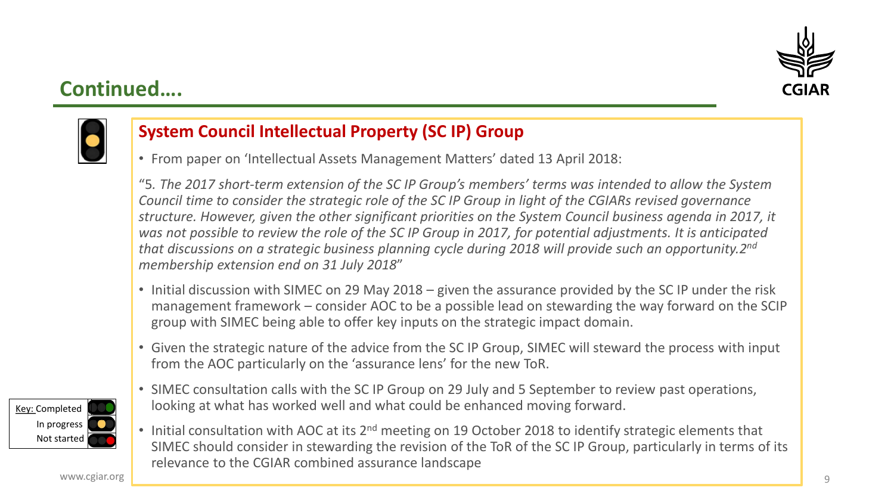## Continued….

### System Council Intellectual Property (SC IP) Group

- From paper on 'Intellectual Assets Management Matters' dated 13 April 2018:

"5. *The 2017 short-term extension of the SC IP Group's members' terms was intended to allow the System Council time to consider the strategic role of the SC IP Group in light of the CGIARs revised governance structure. However, given the other significant priorities on the System Council business agenda in 2017, it was not possible to review the role of the SC IP Group in 2017, for potential adjustments. It is anticipated that discussions on a strategic business planning cycle during 2018 will provide such an opportunity. 2nd membership extension end on 31 July 2018*"

- Initial discussion with SIMEC on 29 May 2018 – given the assurance provided by the SC IP under the risk management framework – consider AOC to be a possible lead on stewarding the way forward on the SCIP group with SIMEC being able to offer key inputs on the strategic impact domain.
- Given the strategic nature of the advice from the SC IP Group, SIMEC will steward the process with input from the AOC particularly on the 'assurance lens' for the new ToR.
- SIMEC consultation calls with the SC IP Group on 29 July and 5 September to review past operations, looking at what has worked well and what could be enhanced moving forward.
- Initial consultation with AOC at its 2nd meeting on 19 October 2018 to identify strategic elements that SIMEC should consider in stewarding the revision of the ToR of the SC IP Group, particularly in terms of its relevance to the CGIAR combined assurance landscape

Key: Completed / In progress / Not started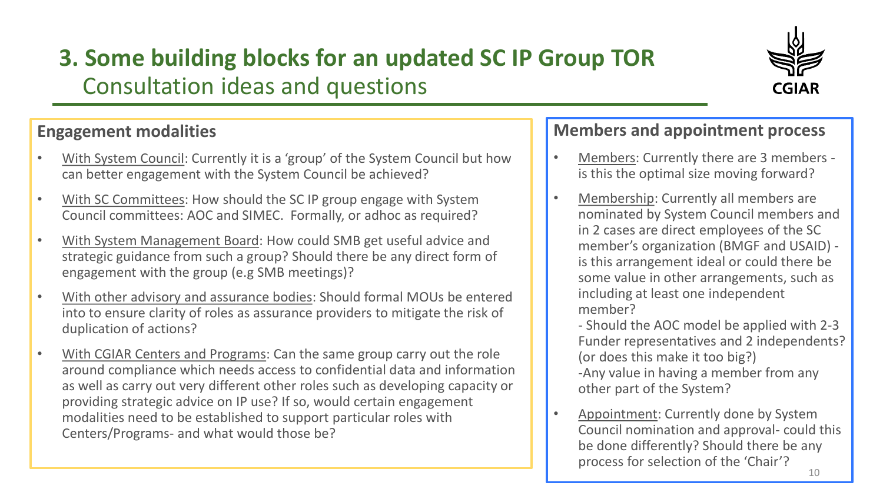# 3. Some building blocks for an updated SC IP Group TOR

## Consultation ideas and questions

### Engagement modalities

- With System Council: Currently it is a 'group' of the System Council but how can better engagement with the System Council be achieved?
- With SC Committees: How should the SC IP group engage with System Council committees: AOC and SIMEC. Formally, or adhoc as required?
- With System Management Board: How could SMB get useful advice and strategic guidance from such a group? Should there be any direct form of engagement with the group (e.g SMB meetings)?
- With other advisory and assurance bodies: Should formal MOUs be entered into to ensure clarity of roles as assurance providers to mitigate the risk of duplication of actions?
- With CGIAR Centers and Programs: Can the same group carry out the role around compliance which needs access to confidential data and information as well as carry out very different other roles such as developing capacity or providing strategic advice on IP use? If so, would certain engagement modalities need to be established to support particular roles with Centers/Programs- and what would those be?

### Members and appointment process

- Members: Currently there are 3 members - is this the optimal size moving forward?
- Membership: Currently all members are nominated by System Council members and in 2 cases are direct employees of the SC member's organization (BMGF and USAID) - is this arrangement ideal or could there be some value in other arrangements, such as including at least one independent member?
  - Should the AOC model be applied with 2-3 Funder representatives and 2 independents? (or does this make it too big?)
  - Any value in having a member from any other part of the System?
- Appointment: Currently done by System Council nomination and approval- could this be done differently? Should there be any process for selection of the 'Chair'?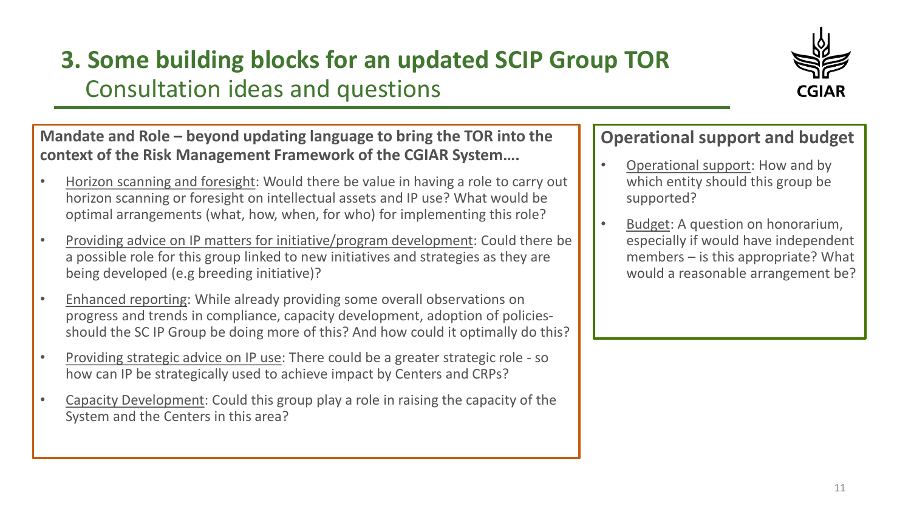# 3. Some building blocks for an updated SCIP Group TOR

## Consultation ideas and questions

**Mandate and Role – beyond updating language to bring the TOR into the context of the Risk Management Framework of the CGIAR System….**

- Horizon scanning and foresight: Would there be value in having a role to carry out horizon scanning or foresight on intellectual assets and IP use? What would be optimal arrangements (what, how, when, for who) for implementing this role?
- Providing advice on IP matters for initiative/program development: Could there be a possible role for this group linked to new initiatives and strategies as they are being developed (e.g breeding initiative)?
- Enhanced reporting: While already providing some overall observations on progress and trends in compliance, capacity development, adoption of policies- should the SC IP Group be doing more of this? And how could it optimally do this?
- Providing strategic advice on IP use: There could be a greater strategic role - so how can IP be strategically used to achieve impact by Centers and CRPs?
- Capacity Development: Could this group play a role in raising the capacity of the System and the Centers in this area?

**Operational support and budget**

- Operational support: How and by which entity should this group be supported?
- Budget: A question on honorarium, especially if would have independent members – is this appropriate? What would a reasonable arrangement be?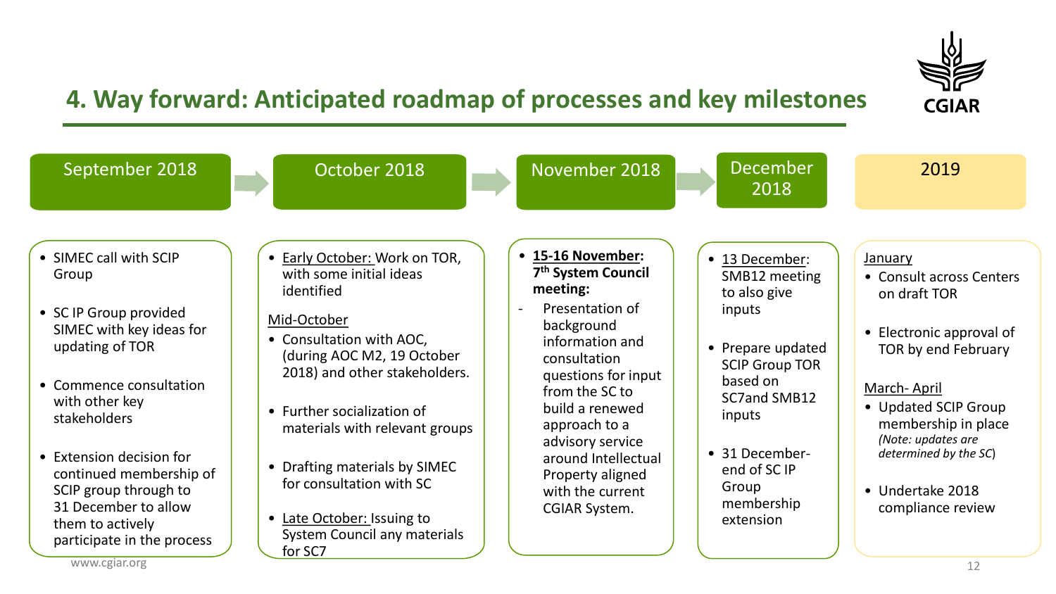# 4. Way forward: Anticipated roadmap of processes and key milestones

## September 2018

- SIMEC call with SCIP Group
- SC IP Group provided SIMEC with key ideas for updating of TOR
- Commence consultation with other key stakeholders
- Extension decision for continued membership of SCIP group through to 31 December to allow them to actively participate in the process

## October 2018

- Early October: Work on TOR, with some initial ideas identified

Mid-October

- Consultation with AOC, (during AOC M2, 19 October 2018) and other stakeholders.
- Further socialization of materials with relevant groups
- Drafting materials by SIMEC for consultation with SC
- Late October: Issuing to System Council any materials for SC7

## November 2018

- **15-16 November: 7th System Council meeting:**
  - Presentation of background information and consultation questions for input from the SC to build a renewed approach to a advisory service around Intellectual Property aligned with the current CGIAR System.

## December 2018

- 13 December: SMB12 meeting to also give inputs
- Prepare updated SCIP Group TOR based on SC7and SMB12 inputs
- 31 December- end of SC IP Group membership extension

## 2019

January

- Consult across Centers on draft TOR
- Electronic approval of TOR by end February

March- April

- Updated SCIP Group membership in place *(Note: updates are determined by the SC)*
- Undertake 2018 compliance review